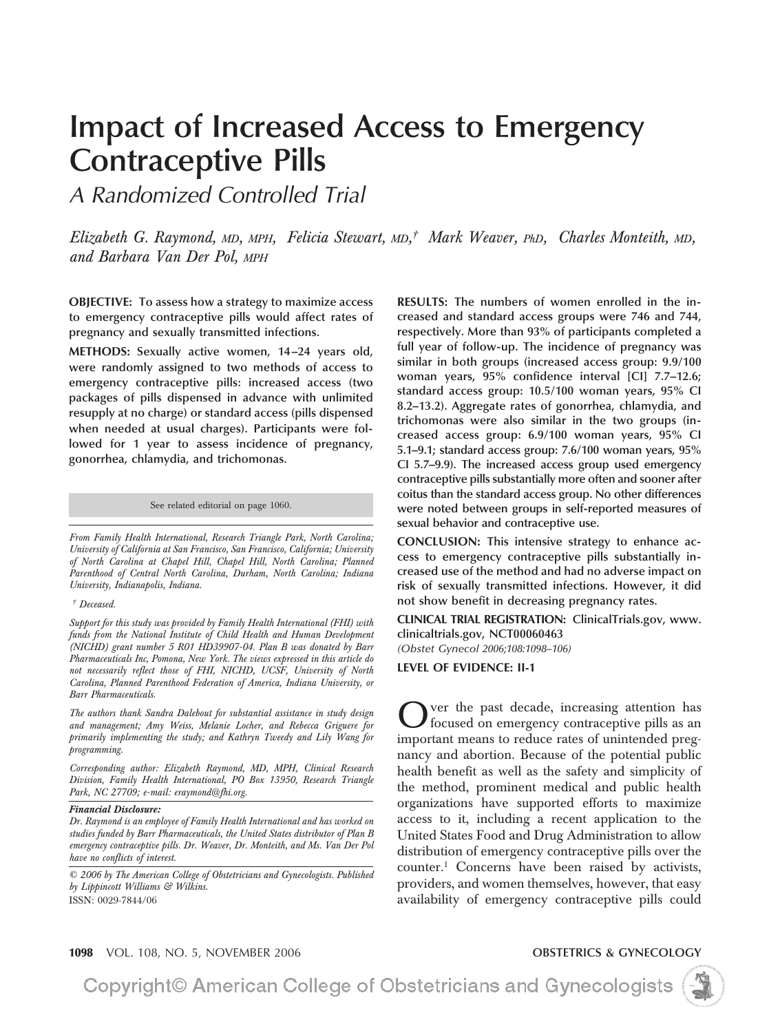# Impact of Increased Access to Emergency Contraceptive Pills

## *A Randomized Controlled Trial*

*Elizabeth G. Raymond, MD, MPH, Felicia Stewart, MD,[†] Mark Weaver, PhD, Charles Monteith, MD, and Barbara Van Der Pol, MPH*

**OBJECTIVE:** To assess how a strategy to maximize access to emergency contraceptive pills would affect rates of pregnancy and sexually transmitted infections.

**METHODS:** Sexually active women, 14–24 years old, were randomly assigned to two methods of access to emergency contraceptive pills: increased access (two packages of pills dispensed in advance with unlimited resupply at no charge) or standard access (pills dispensed when needed at usual charges). Participants were followed for 1 year to assess incidence of pregnancy, gonorrhea, chlamydia, and trichomonas.

See related editorial on page 1060.

*From Family Health International, Research Triangle Park, North Carolina; University of California at San Francisco, San Francisco, California; University of North Carolina at Chapel Hill, Chapel Hill, North Carolina; Planned Parenthood of Central North Carolina, Durham, North Carolina; Indiana University, Indianapolis, Indiana.*

*[†] Deceased.*

*Support for this study was provided by Family Health International (FHI) with funds from the National Institute of Child Health and Human Development (NICHD) grant number 5 R01 HD39907-04. Plan B was donated by Barr Pharmaceuticals Inc, Pomona, New York. The views expressed in this article do not necessarily reflect those of FHI, NICHD, UCSF, University of North Carolina, Planned Parenthood Federation of America, Indiana University, or Barr Pharmaceuticals.*

*The authors thank Sandra Dalebout for substantial assistance in study design and management; Amy Weiss, Melanie Locher, and Rebecca Griguere for primarily implementing the study; and Kathryn Tweedy and Lily Wang for programming.*

*Corresponding author: Elizabeth Raymond, MD, MPH, Clinical Research Division, Family Health International, PO Box 13950, Research Triangle Park, NC 27709; e-mail: eraymond@fhi.org.*

***Financial Disclosure:***
*Dr. Raymond is an employee of Family Health International and has worked on studies funded by Barr Pharmaceuticals, the United States distributor of Plan B emergency contraceptive pills. Dr. Weaver, Dr. Monteith, and Ms. Van Der Pol have no conflicts of interest.*

*© 2006 by The American College of Obstetricians and Gynecologists. Published by Lippincott Williams & Wilkins.*
ISSN: 0029-7844/06

**RESULTS:** The numbers of women enrolled in the increased and standard access groups were 746 and 744, respectively. More than 93% of participants completed a full year of follow-up. The incidence of pregnancy was similar in both groups (increased access group: 9.9/100 woman years, 95% confidence interval [CI] 7.7–12.6; standard access group: 10.5/100 woman years, 95% CI 8.2–13.2). Aggregate rates of gonorrhea, chlamydia, and trichomonas were also similar in the two groups (increased access group: 6.9/100 woman years, 95% CI 5.1–9.1; standard access group: 7.6/100 woman years, 95% CI 5.7–9.9). The increased access group used emergency contraceptive pills substantially more often and sooner after coitus than the standard access group. No other differences were noted between groups in self-reported measures of sexual behavior and contraceptive use.

**CONCLUSION:** This intensive strategy to enhance access to emergency contraceptive pills substantially increased use of the method and had no adverse impact on risk of sexually transmitted infections. However, it did not show benefit in decreasing pregnancy rates.

**CLINICAL TRIAL REGISTRATION:** ClinicalTrials.gov, www.clinicaltrials.gov, NCT00060463
*(Obstet Gynecol 2006;108:1098–106)*

**LEVEL OF EVIDENCE: II-1**

Over the past decade, increasing attention has focused on emergency contraceptive pills as an important means to reduce rates of unintended pregnancy and abortion. Because of the potential public health benefit as well as the safety and simplicity of the method, prominent medical and public health organizations have supported efforts to maximize access to it, including a recent application to the United States Food and Drug Administration to allow distribution of emergency contraceptive pills over the counter.[1] Concerns have been raised by activists, providers, and women themselves, however, that easy availability of emergency contraceptive pills could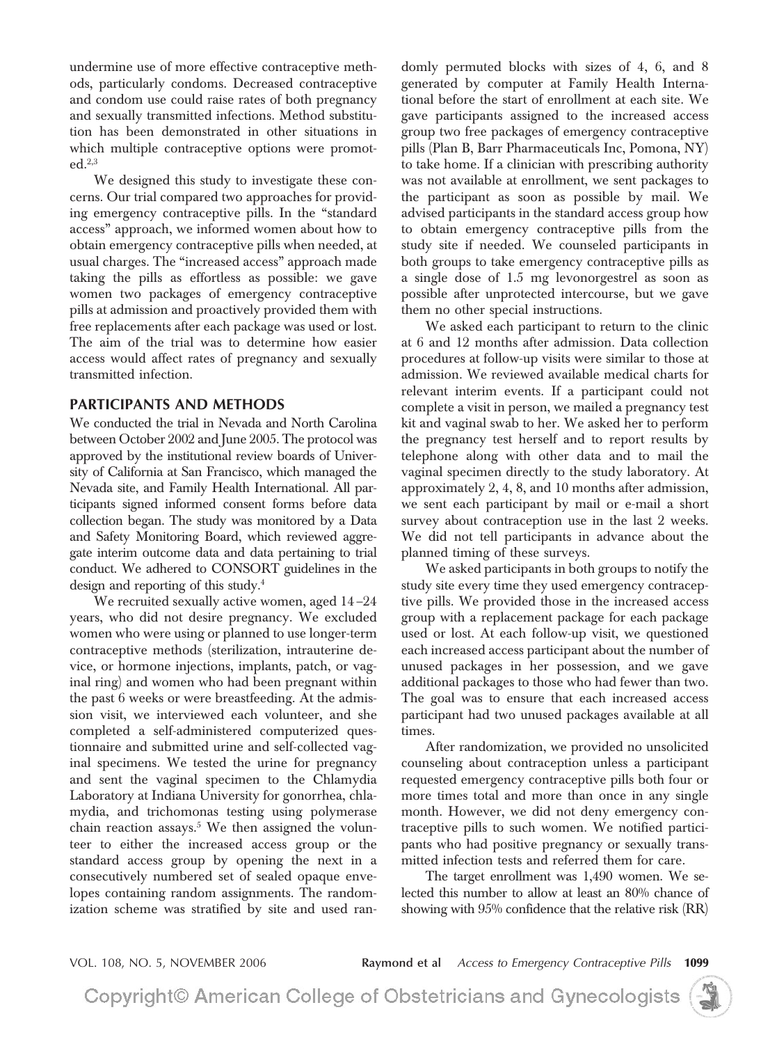undermine use of more effective contraceptive methods, particularly condoms. Decreased contraceptive and condom use could raise rates of both pregnancy and sexually transmitted infections. Method substitution has been demonstrated in other situations in which multiple contraceptive options were promoted.[2,3]

We designed this study to investigate these concerns. Our trial compared two approaches for providing emergency contraceptive pills. In the "standard access" approach, we informed women about how to obtain emergency contraceptive pills when needed, at usual charges. The "increased access" approach made taking the pills as effortless as possible: we gave women two packages of emergency contraceptive pills at admission and proactively provided them with free replacements after each package was used or lost. The aim of the trial was to determine how easier access would affect rates of pregnancy and sexually transmitted infection.

## PARTICIPANTS AND METHODS

We conducted the trial in Nevada and North Carolina between October 2002 and June 2005. The protocol was approved by the institutional review boards of University of California at San Francisco, which managed the Nevada site, and Family Health International. All participants signed informed consent forms before data collection began. The study was monitored by a Data and Safety Monitoring Board, which reviewed aggregate interim outcome data and data pertaining to trial conduct. We adhered to CONSORT guidelines in the design and reporting of this study.[4]

We recruited sexually active women, aged 14–24 years, who did not desire pregnancy. We excluded women who were using or planned to use longer-term contraceptive methods (sterilization, intrauterine device, or hormone injections, implants, patch, or vaginal ring) and women who had been pregnant within the past 6 weeks or were breastfeeding. At the admission visit, we interviewed each volunteer, and she completed a self-administered computerized questionnaire and submitted urine and self-collected vaginal specimens. We tested the urine for pregnancy and sent the vaginal specimen to the Chlamydia Laboratory at Indiana University for gonorrhea, chlamydia, and trichomonas testing using polymerase chain reaction assays.[5] We then assigned the volunteer to either the increased access group or the standard access group by opening the next in a consecutively numbered set of sealed opaque envelopes containing random assignments. The randomization scheme was stratified by site and used randomly permuted blocks with sizes of 4, 6, and 8 generated by computer at Family Health International before the start of enrollment at each site. We gave participants assigned to the increased access group two free packages of emergency contraceptive pills (Plan B, Barr Pharmaceuticals Inc, Pomona, NY) to take home. If a clinician with prescribing authority was not available at enrollment, we sent packages to the participant as soon as possible by mail. We advised participants in the standard access group how to obtain emergency contraceptive pills from the study site if needed. We counseled participants in both groups to take emergency contraceptive pills as a single dose of 1.5 mg levonorgestrel as soon as possible after unprotected intercourse, but we gave them no other special instructions.

We asked each participant to return to the clinic at 6 and 12 months after admission. Data collection procedures at follow-up visits were similar to those at admission. We reviewed available medical charts for relevant interim events. If a participant could not complete a visit in person, we mailed a pregnancy test kit and vaginal swab to her. We asked her to perform the pregnancy test herself and to report results by telephone along with other data and to mail the vaginal specimen directly to the study laboratory. At approximately 2, 4, 8, and 10 months after admission, we sent each participant by mail or e-mail a short survey about contraception use in the last 2 weeks. We did not tell participants in advance about the planned timing of these surveys.

We asked participants in both groups to notify the study site every time they used emergency contraceptive pills. We provided those in the increased access group with a replacement package for each package used or lost. At each follow-up visit, we questioned each increased access participant about the number of unused packages in her possession, and we gave additional packages to those who had fewer than two. The goal was to ensure that each increased access participant had two unused packages available at all times.

After randomization, we provided no unsolicited counseling about contraception unless a participant requested emergency contraceptive pills both four or more times total and more than once in any single month. However, we did not deny emergency contraceptive pills to such women. We notified participants who had positive pregnancy or sexually transmitted infection tests and referred them for care.

The target enrollment was 1,490 women. We selected this number to allow at least an 80% chance of showing with 95% confidence that the relative risk (RR)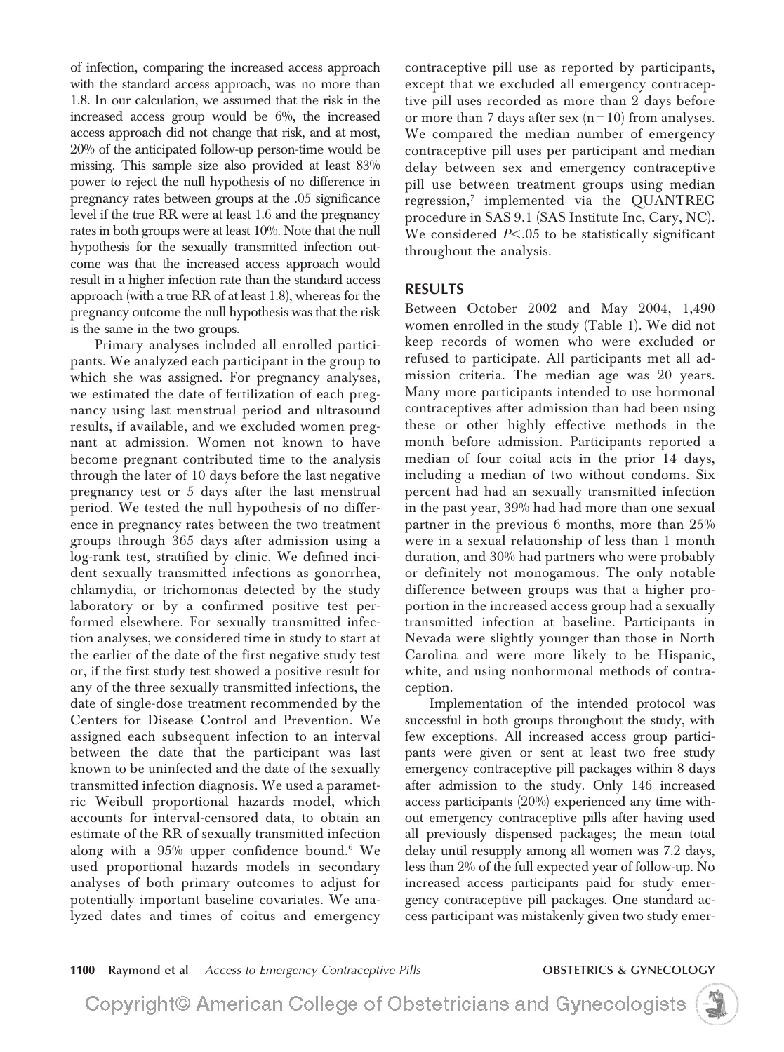of infection, comparing the increased access approach with the standard access approach, was no more than 1.8. In our calculation, we assumed that the risk in the increased access group would be 6%, the increased access approach did not change that risk, and at most, 20% of the anticipated follow-up person-time would be missing. This sample size also provided at least 83% power to reject the null hypothesis of no difference in pregnancy rates between groups at the .05 significance level if the true RR were at least 1.6 and the pregnancy rates in both groups were at least 10%. Note that the null hypothesis for the sexually transmitted infection outcome was that the increased access approach would result in a higher infection rate than the standard access approach (with a true RR of at least 1.8), whereas for the pregnancy outcome the null hypothesis was that the risk is the same in the two groups.

Primary analyses included all enrolled participants. We analyzed each participant in the group to which she was assigned. For pregnancy analyses, we estimated the date of fertilization of each pregnancy using last menstrual period and ultrasound results, if available, and we excluded women pregnant at admission. Women not known to have become pregnant contributed time to the analysis through the later of 10 days before the last negative pregnancy test or 5 days after the last menstrual period. We tested the null hypothesis of no difference in pregnancy rates between the two treatment groups through 365 days after admission using a log-rank test, stratified by clinic. We defined incident sexually transmitted infections as gonorrhea, chlamydia, or trichomonas detected by the study laboratory or by a confirmed positive test performed elsewhere. For sexually transmitted infection analyses, we considered time in study to start at the earlier of the date of the first negative study test or, if the first study test showed a positive result for any of the three sexually transmitted infections, the date of single-dose treatment recommended by the Centers for Disease Control and Prevention. We assigned each subsequent infection to an interval between the date that the participant was last known to be uninfected and the date of the sexually transmitted infection diagnosis. We used a parametric Weibull proportional hazards model, which accounts for interval-censored data, to obtain an estimate of the RR of sexually transmitted infection along with a 95% upper confidence bound.[6] We used proportional hazards models in secondary analyses of both primary outcomes to adjust for potentially important baseline covariates. We analyzed dates and times of coitus and emergency contraceptive pill use as reported by participants, except that we excluded all emergency contraceptive pill uses recorded as more than 2 days before or more than 7 days after sex (n=10) from analyses. We compared the median number of emergency contraceptive pill uses per participant and median delay between sex and emergency contraceptive pill use between treatment groups using median regression,[7] implemented via the QUANTREG procedure in SAS 9.1 (SAS Institute Inc, Cary, NC). We considered $P<.05$ to be statistically significant throughout the analysis.

## RESULTS

Between October 2002 and May 2004, 1,490 women enrolled in the study (Table 1). We did not keep records of women who were excluded or refused to participate. All participants met all admission criteria. The median age was 20 years. Many more participants intended to use hormonal contraceptives after admission than had been using these or other highly effective methods in the month before admission. Participants reported a median of four coital acts in the prior 14 days, including a median of two without condoms. Six percent had had an sexually transmitted infection in the past year, 39% had had more than one sexual partner in the previous 6 months, more than 25% were in a sexual relationship of less than 1 month duration, and 30% had partners who were probably or definitely not monogamous. The only notable difference between groups was that a higher proportion in the increased access group had a sexually transmitted infection at baseline. Participants in Nevada were slightly younger than those in North Carolina and were more likely to be Hispanic, white, and using nonhormonal methods of contraception.

Implementation of the intended protocol was successful in both groups throughout the study, with few exceptions. All increased access group participants were given or sent at least two free study emergency contraceptive pill packages within 8 days after admission to the study. Only 146 increased access participants (20%) experienced any time without emergency contraceptive pills after having used all previously dispensed packages; the mean total delay until resupply among all women was 7.2 days, less than 2% of the full expected year of follow-up. No increased access participants paid for study emergency contraceptive pill packages. One standard access participant was mistakenly given two study emer-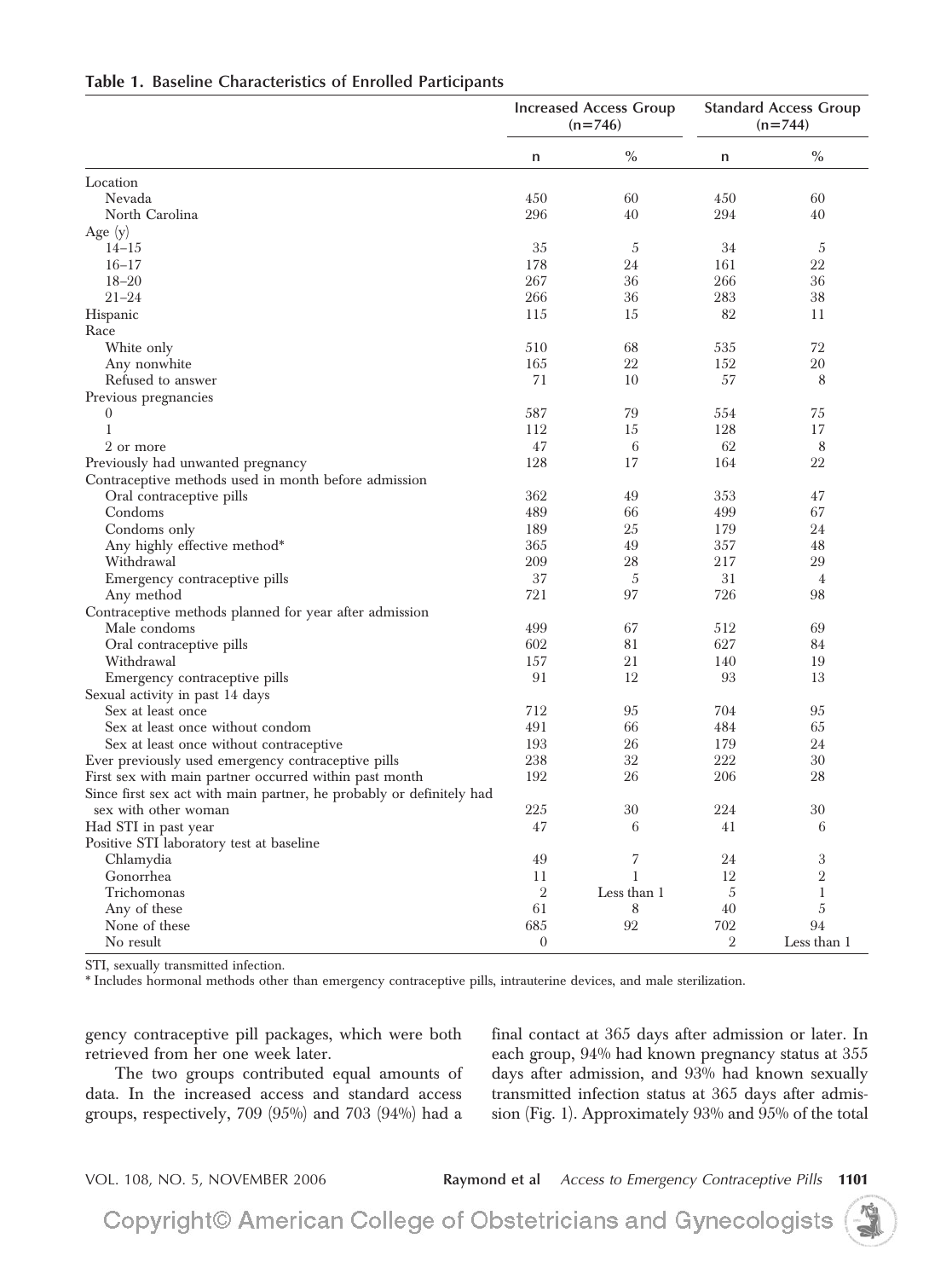**Table 1. Baseline Characteristics of Enrolled Participants**

| | Increased Access Group (n=746) | | Standard Access Group (n=744) | |
|---|---|---|---|---|
| | n | % | n | % |
| Location | | | | |
| Nevada | 450 | 60 | 450 | 60 |
| North Carolina | 296 | 40 | 294 | 40 |
| Age (y) | | | | |
| 14–15 | 35 | 5 | 34 | 5 |
| 16–17 | 178 | 24 | 161 | 22 |
| 18–20 | 267 | 36 | 266 | 36 |
| 21–24 | 266 | 36 | 283 | 38 |
| Hispanic | 115 | 15 | 82 | 11 |
| Race | | | | |
| White only | 510 | 68 | 535 | 72 |
| Any nonwhite | 165 | 22 | 152 | 20 |
| Refused to answer | 71 | 10 | 57 | 8 |
| Previous pregnancies | | | | |
| 0 | 587 | 79 | 554 | 75 |
| 1 | 112 | 15 | 128 | 17 |
| 2 or more | 47 | 6 | 62 | 8 |
| Previously had unwanted pregnancy | 128 | 17 | 164 | 22 |
| Contraceptive methods used in month before admission | | | | |
| Oral contraceptive pills | 362 | 49 | 353 | 47 |
| Condoms | 489 | 66 | 499 | 67 |
| Condoms only | 189 | 25 | 179 | 24 |
| Any highly effective method* | 365 | 49 | 357 | 48 |
| Withdrawal | 209 | 28 | 217 | 29 |
| Emergency contraceptive pills | 37 | 5 | 31 | 4 |
| Any method | 721 | 97 | 726 | 98 |
| Contraceptive methods planned for year after admission | | | | |
| Male condoms | 499 | 67 | 512 | 69 |
| Oral contraceptive pills | 602 | 81 | 627 | 84 |
| Withdrawal | 157 | 21 | 140 | 19 |
| Emergency contraceptive pills | 91 | 12 | 93 | 13 |
| Sexual activity in past 14 days | | | | |
| Sex at least once | 712 | 95 | 704 | 95 |
| Sex at least once without condom | 491 | 66 | 484 | 65 |
| Sex at least once without contraceptive | 193 | 26 | 179 | 24 |
| Ever previously used emergency contraceptive pills | 238 | 32 | 222 | 30 |
| First sex with main partner occurred within past month | 192 | 26 | 206 | 28 |
| Since first sex act with main partner, he probably or definitely had sex with other woman | 225 | 30 | 224 | 30 |
| Had STI in past year | 47 | 6 | 41 | 6 |
| Positive STI laboratory test at baseline | | | | |
| Chlamydia | 49 | 7 | 24 | 3 |
| Gonorrhea | 11 | 1 | 12 | 2 |
| Trichomonas | 2 | Less than 1 | 5 | 1 |
| Any of these | 61 | 8 | 40 | 5 |
| None of these | 685 | 92 | 702 | 94 |
| No result | 0 | | 2 | Less than 1 |

STI, sexually transmitted infection.

* Includes hormonal methods other than emergency contraceptive pills, intrauterine devices, and male sterilization.

gency contraceptive pill packages, which were both retrieved from her one week later.

The two groups contributed equal amounts of data. In the increased access and standard access groups, respectively, 709 (95%) and 703 (94%) had a final contact at 365 days after admission or later. In each group, 94% had known pregnancy status at 355 days after admission, and 93% had known sexually transmitted infection status at 365 days after admission (Fig. 1). Approximately 93% and 95% of the total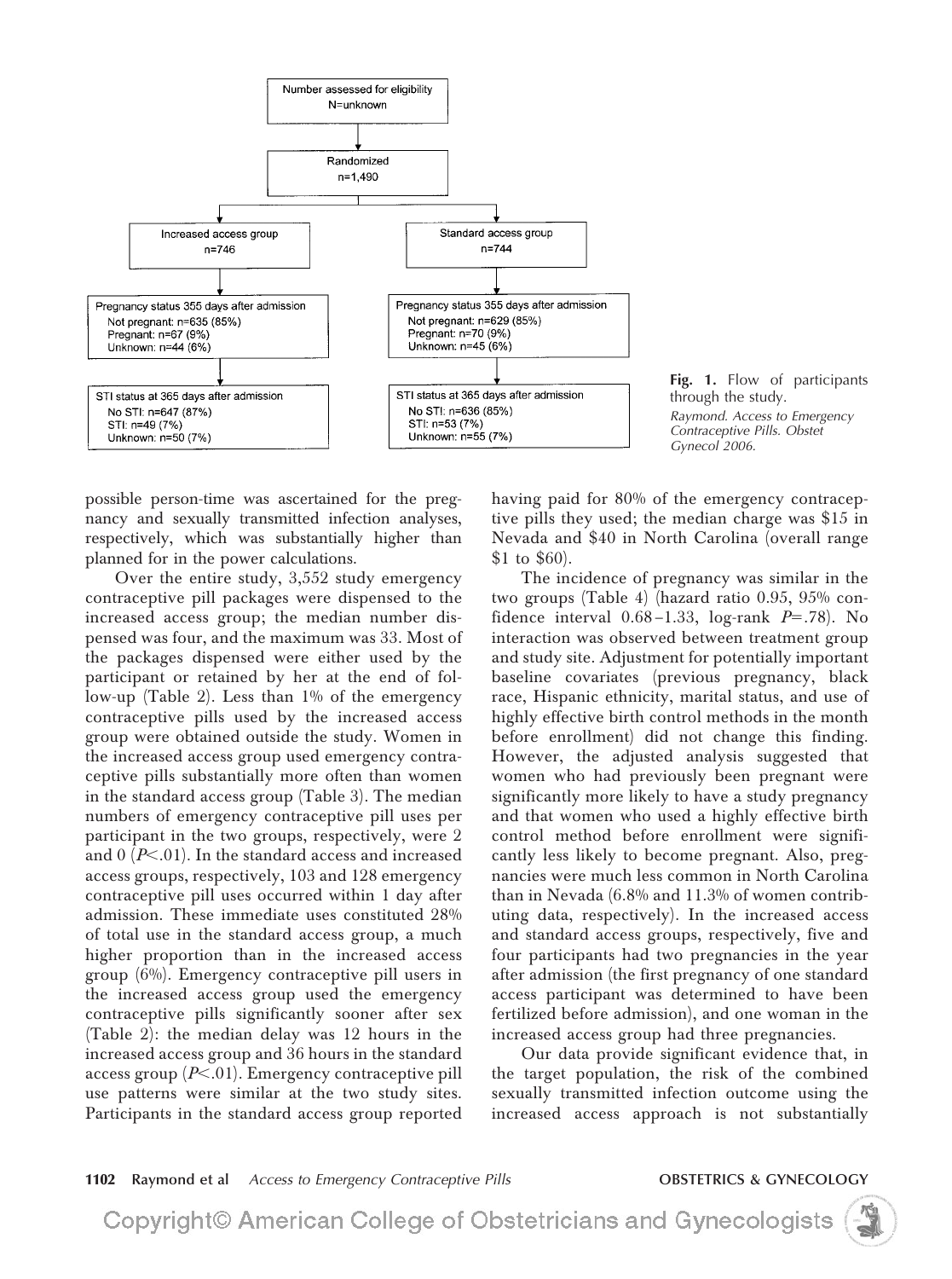Number assessed for eligibility
N=unknown

Randomized
n=1,490

Increased access group
n=746

Standard access group
n=744

Pregnancy status 355 days after admission
Not pregnant: n=635 (85%)
Pregnant: n=67 (9%)
Unknown: n=44 (6%)

Pregnancy status 355 days after admission
Not pregnant: n=629 (85%)
Pregnant: n=70 (9%)
Unknown: n=45 (6%)

STI status at 365 days after admission
No STI: n=647 (87%)
STI: n=49 (7%)
Unknown: n=50 (7%)

STI status at 365 days after admission
No STI: n=636 (85%)
STI: n=53 (7%)
Unknown: n=55 (7%)

**Fig. 1.** Flow of participants through the study.
*Raymond. Access to Emergency Contraceptive Pills. Obstet Gynecol 2006.*

possible person-time was ascertained for the pregnancy and sexually transmitted infection analyses, respectively, which was substantially higher than planned for in the power calculations.

Over the entire study, 3,552 study emergency contraceptive pill packages were dispensed to the increased access group; the median number dispensed was four, and the maximum was 33. Most of the packages dispensed were either used by the participant or retained by her at the end of follow-up (Table 2). Less than 1% of the emergency contraceptive pills used by the increased access group were obtained outside the study. Women in the increased access group used emergency contraceptive pills substantially more often than women in the standard access group (Table 3). The median numbers of emergency contraceptive pill uses per participant in the two groups, respectively, were 2 and 0 ($P<.01$). In the standard access and increased access groups, respectively, 103 and 128 emergency contraceptive pill uses occurred within 1 day after admission. These immediate uses constituted 28% of total use in the standard access group, a much higher proportion than in the increased access group (6%). Emergency contraceptive pill users in the increased access group used the emergency contraceptive pills significantly sooner after sex (Table 2): the median delay was 12 hours in the increased access group and 36 hours in the standard access group ($P<.01$). Emergency contraceptive pill use patterns were similar at the two study sites. Participants in the standard access group reported having paid for 80% of the emergency contraceptive pills they used; the median charge was $15 in Nevada and $40 in North Carolina (overall range $1 to $60).

The incidence of pregnancy was similar in the two groups (Table 4) (hazard ratio 0.95, 95% confidence interval 0.68–1.33, log-rank $P=.78$). No interaction was observed between treatment group and study site. Adjustment for potentially important baseline covariates (previous pregnancy, black race, Hispanic ethnicity, marital status, and use of highly effective birth control methods in the month before enrollment) did not change this finding. However, the adjusted analysis suggested that women who had previously been pregnant were significantly more likely to have a study pregnancy and that women who used a highly effective birth control method before enrollment were significantly less likely to become pregnant. Also, pregnancies were much less common in North Carolina than in Nevada (6.8% and 11.3% of women contributing data, respectively). In the increased access and standard access groups, respectively, five and four participants had two pregnancies in the year after admission (the first pregnancy of one standard access participant was determined to have been fertilized before admission), and one woman in the increased access group had three pregnancies.

Our data provide significant evidence that, in the target population, the risk of the combined sexually transmitted infection outcome using the increased access approach is not substantially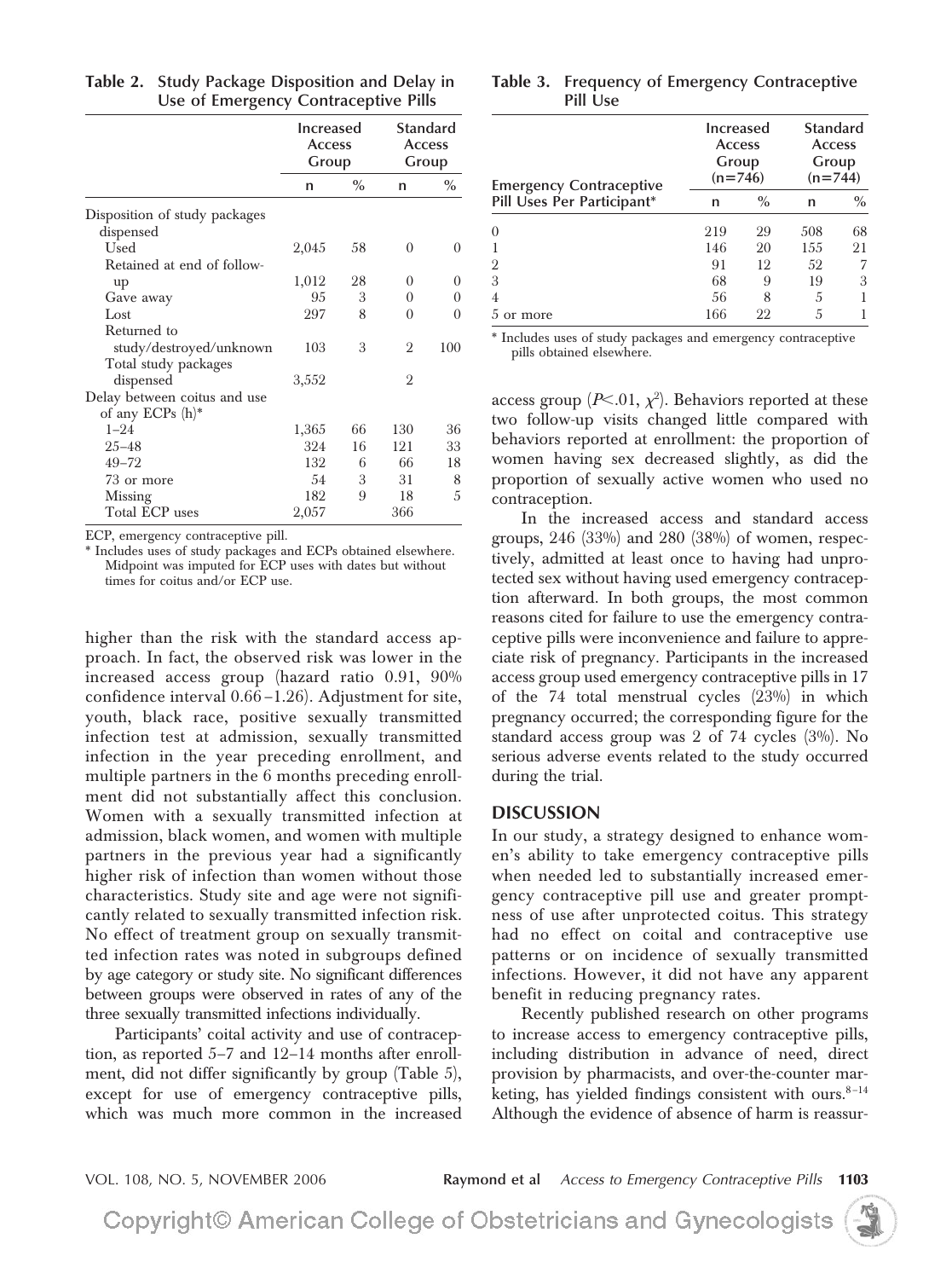**Table 2. Study Package Disposition and Delay in Use of Emergency Contraceptive Pills**

| | Increased Access Group | | Standard Access Group | |
|---|---|---|---|---|
| | n | % | n | % |
| Disposition of study packages dispensed | | | | |
| Used | 2,045 | 58 | 0 | 0 |
| Retained at end of follow-up | 1,012 | 28 | 0 | 0 |
| Gave away | 95 | 3 | 0 | 0 |
| Lost | 297 | 8 | 0 | 0 |
| Returned to study/destroyed/unknown | 103 | 3 | 2 | 100 |
| Total study packages dispensed | 3,552 | | 2 | |
| Delay between coitus and use of any ECPs (h)* | | | | |
| 1–24 | 1,365 | 66 | 130 | 36 |
| 25–48 | 324 | 16 | 121 | 33 |
| 49–72 | 132 | 6 | 66 | 18 |
| 73 or more | 54 | 3 | 31 | 8 |
| Missing | 182 | 9 | 18 | 5 |
| Total ECP uses | 2,057 | | 366 | |

ECP, emergency contraceptive pill.
* Includes uses of study packages and ECPs obtained elsewhere. Midpoint was imputed for ECP uses with dates but without times for coitus and/or ECP use.

**Table 3. Frequency of Emergency Contraceptive Pill Use**

| Emergency Contraceptive Pill Uses Per Participant* | Increased Access Group (n=746) | | Standard Access Group (n=744) | |
|---|---|---|---|---|
| | n | % | n | % |
| 0 | 219 | 29 | 508 | 68 |
| 1 | 146 | 20 | 155 | 21 |
| 2 | 91 | 12 | 52 | 7 |
| 3 | 68 | 9 | 19 | 3 |
| 4 | 56 | 8 | 5 | 1 |
| 5 or more | 166 | 22 | 5 | 1 |

* Includes uses of study packages and emergency contraceptive pills obtained elsewhere.

higher than the risk with the standard access approach. In fact, the observed risk was lower in the increased access group (hazard ratio 0.91, 90% confidence interval 0.66–1.26). Adjustment for site, youth, black race, positive sexually transmitted infection test at admission, sexually transmitted infection in the year preceding enrollment, and multiple partners in the 6 months preceding enrollment did not substantially affect this conclusion. Women with a sexually transmitted infection at admission, black women, and women with multiple partners in the previous year had a significantly higher risk of infection than women without those characteristics. Study site and age were not significantly related to sexually transmitted infection risk. No effect of treatment group on sexually transmitted infection rates was noted in subgroups defined by age category or study site. No significant differences between groups were observed in rates of any of the three sexually transmitted infections individually.

Participants' coital activity and use of contraception, as reported 5–7 and 12–14 months after enrollment, did not differ significantly by group (Table 5), except for use of emergency contraceptive pills, which was much more common in the increased access group ($P<.01$, $\chi^2$). Behaviors reported at these two follow-up visits changed little compared with behaviors reported at enrollment: the proportion of women having sex decreased slightly, as did the proportion of sexually active women who used no contraception.

In the increased access and standard access groups, 246 (33%) and 280 (38%) of women, respectively, admitted at least once to having had unprotected sex without having used emergency contraception afterward. In both groups, the most common reasons cited for failure to use the emergency contraceptive pills were inconvenience and failure to appreciate risk of pregnancy. Participants in the increased access group used emergency contraceptive pills in 17 of the 74 total menstrual cycles (23%) in which pregnancy occurred; the corresponding figure for the standard access group was 2 of 74 cycles (3%). No serious adverse events related to the study occurred during the trial.

## DISCUSSION

In our study, a strategy designed to enhance women's ability to take emergency contraceptive pills when needed led to substantially increased emergency contraceptive pill use and greater promptness of use after unprotected coitus. This strategy had no effect on coital and contraceptive use patterns or on incidence of sexually transmitted infections. However, it did not have any apparent benefit in reducing pregnancy rates.

Recently published research on other programs to increase access to emergency contraceptive pills, including distribution in advance of need, direct provision by pharmacists, and over-the-counter marketing, has yielded findings consistent with ours.[8–14] Although the evidence of absence of harm is reassur-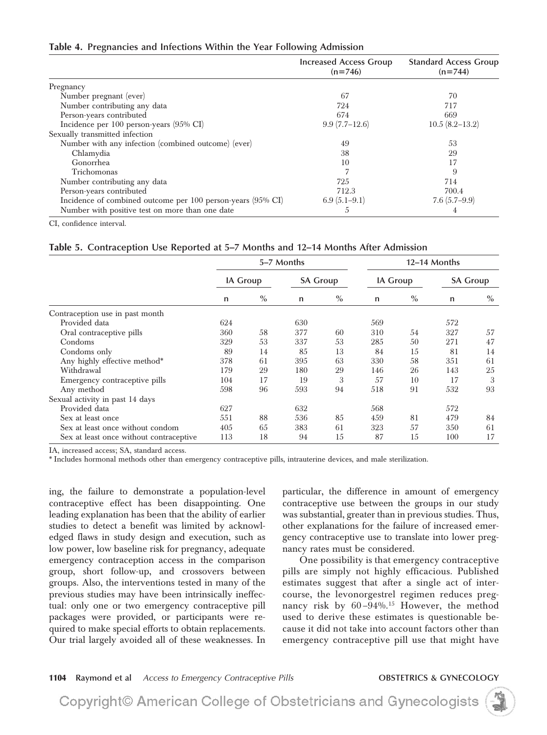**Table 4. Pregnancies and Infections Within the Year Following Admission**

| | Increased Access Group (n=746) | Standard Access Group (n=744) |
|---|---|---|
| Pregnancy | | |
| Number pregnant (ever) | 67 | 70 |
| Number contributing any data | 724 | 717 |
| Person-years contributed | 674 | 669 |
| Incidence per 100 person-years (95% CI) | 9.9 (7.7–12.6) | 10.5 (8.2–13.2) |
| Sexually transmitted infection | | |
| Number with any infection (combined outcome) (ever) | 49 | 53 |
| Chlamydia | 38 | 29 |
| Gonorrhea | 10 | 17 |
| Trichomonas | 7 | 9 |
| Number contributing any data | 725 | 714 |
| Person-years contributed | 712.3 | 700.4 |
| Incidence of combined outcome per 100 person-years (95% CI) | 6.9 (5.1–9.1) | 7.6 (5.7–9.9) |
| Number with positive test on more than one date | 5 | 4 |

CI, confidence interval.

**Table 5. Contraception Use Reported at 5–7 Months and 12–14 Months After Admission**

| | 5–7 Months | | | | 12–14 Months | | | |
|---|---|---|---|---|---|---|---|---|
| | IA Group | | SA Group | | IA Group | | SA Group | |
| | n | % | n | % | n | % | n | % |
| Contraception use in past month | | | | | | | | |
| Provided data | 624 | | 630 | | 569 | | 572 | |
| Oral contraceptive pills | 360 | 58 | 377 | 60 | 310 | 54 | 327 | 57 |
| Condoms | 329 | 53 | 337 | 53 | 285 | 50 | 271 | 47 |
| Condoms only | 89 | 14 | 85 | 13 | 84 | 15 | 81 | 14 |
| Any highly effective method* | 378 | 61 | 395 | 63 | 330 | 58 | 351 | 61 |
| Withdrawal | 179 | 29 | 180 | 29 | 146 | 26 | 143 | 25 |
| Emergency contraceptive pills | 104 | 17 | 19 | 3 | 57 | 10 | 17 | 3 |
| Any method | 598 | 96 | 593 | 94 | 518 | 91 | 532 | 93 |
| Sexual activity in past 14 days | | | | | | | | |
| Provided data | 627 | | 632 | | 568 | | 572 | |
| Sex at least once | 551 | 88 | 536 | 85 | 459 | 81 | 479 | 84 |
| Sex at least once without condom | 405 | 65 | 383 | 61 | 323 | 57 | 350 | 61 |
| Sex at least once without contraceptive | 113 | 18 | 94 | 15 | 87 | 15 | 100 | 17 |

IA, increased access; SA, standard access.

* Includes hormonal methods other than emergency contraceptive pills, intrauterine devices, and male sterilization.

ing, the failure to demonstrate a population-level contraceptive effect has been disappointing. One leading explanation has been that the ability of earlier studies to detect a benefit was limited by acknowledged flaws in study design and execution, such as low power, low baseline risk for pregnancy, adequate emergency contraception access in the comparison group, short follow-up, and crossovers between groups. Also, the interventions tested in many of the previous studies may have been intrinsically ineffectual: only one or two emergency contraceptive pill packages were provided, or participants were required to make special efforts to obtain replacements. Our trial largely avoided all of these weaknesses. In particular, the difference in amount of emergency contraceptive use between the groups in our study was substantial, greater than in previous studies. Thus, other explanations for the failure of increased emergency contraceptive use to translate into lower pregnancy rates must be considered.

One possibility is that emergency contraceptive pills are simply not highly efficacious. Published estimates suggest that after a single act of intercourse, the levonorgestrel regimen reduces pregnancy risk by 60–94%.[15] However, the method used to derive these estimates is questionable because it did not take into account factors other than emergency contraceptive pill use that might have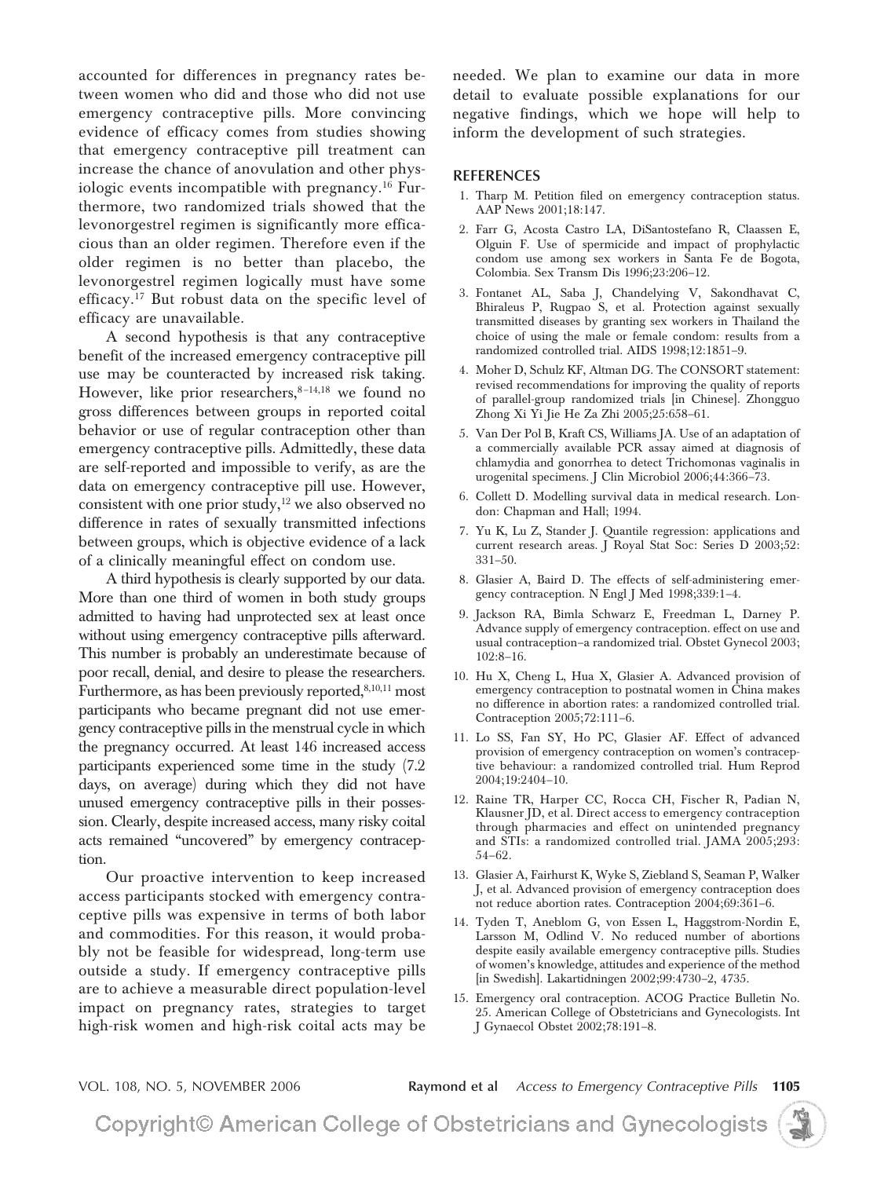accounted for differences in pregnancy rates between women who did and those who did not use emergency contraceptive pills. More convincing evidence of efficacy comes from studies showing that emergency contraceptive pill treatment can increase the chance of anovulation and other physiologic events incompatible with pregnancy.[16] Furthermore, two randomized trials showed that the levonorgestrel regimen is significantly more efficacious than an older regimen. Therefore even if the older regimen is no better than placebo, the levonorgestrel regimen logically must have some efficacy.[17] But robust data on the specific level of efficacy are unavailable.

A second hypothesis is that any contraceptive benefit of the increased emergency contraceptive pill use may be counteracted by increased risk taking. However, like prior researchers,[8–14,18] we found no gross differences between groups in reported coital behavior or use of regular contraception other than emergency contraceptive pills. Admittedly, these data are self-reported and impossible to verify, as are the data on emergency contraceptive pill use. However, consistent with one prior study,[12] we also observed no difference in rates of sexually transmitted infections between groups, which is objective evidence of a lack of a clinically meaningful effect on condom use.

A third hypothesis is clearly supported by our data. More than one third of women in both study groups admitted to having had unprotected sex at least once without using emergency contraceptive pills afterward. This number is probably an underestimate because of poor recall, denial, and desire to please the researchers. Furthermore, as has been previously reported,[8,10,11] most participants who became pregnant did not use emergency contraceptive pills in the menstrual cycle in which the pregnancy occurred. At least 146 increased access participants experienced some time in the study (7.2 days, on average) during which they did not have unused emergency contraceptive pills in their possession. Clearly, despite increased access, many risky coital acts remained "uncovered" by emergency contraception.

Our proactive intervention to keep increased access participants stocked with emergency contraceptive pills was expensive in terms of both labor and commodities. For this reason, it would probably not be feasible for widespread, long-term use outside a study. If emergency contraceptive pills are to achieve a measurable direct population-level impact on pregnancy rates, strategies to target high-risk women and high-risk coital acts may be needed. We plan to examine our data in more detail to evaluate possible explanations for our negative findings, which we hope will help to inform the development of such strategies.

## REFERENCES

1. Tharp M. Petition filed on emergency contraception status. AAP News 2001;18:147.
2. Farr G, Acosta Castro LA, DiSantostefano R, Claassen E, Olguin F. Use of spermicide and impact of prophylactic condom use among sex workers in Santa Fe de Bogota, Colombia. Sex Transm Dis 1996;23:206–12.
3. Fontanet AL, Saba J, Chandelying V, Sakondhavat C, Bhiraleus P, Rugpao S, et al. Protection against sexually transmitted diseases by granting sex workers in Thailand the choice of using the male or female condom: results from a randomized controlled trial. AIDS 1998;12:1851–9.
4. Moher D, Schulz KF, Altman DG. The CONSORT statement: revised recommendations for improving the quality of reports of parallel-group randomized trials [in Chinese]. Zhongguo Zhong Xi Yi Jie He Za Zhi 2005;25:658–61.
5. Van Der Pol B, Kraft CS, Williams JA. Use of an adaptation of a commercially available PCR assay aimed at diagnosis of chlamydia and gonorrhea to detect Trichomonas vaginalis in urogenital specimens. J Clin Microbiol 2006;44:366–73.
6. Collett D. Modelling survival data in medical research. London: Chapman and Hall; 1994.
7. Yu K, Lu Z, Stander J. Quantile regression: applications and current research areas. J Royal Stat Soc: Series D 2003;52: 331–50.
8. Glasier A, Baird D. The effects of self-administering emergency contraception. N Engl J Med 1998;339:1–4.
9. Jackson RA, Bimla Schwarz E, Freedman L, Darney P. Advance supply of emergency contraception. effect on use and usual contraception–a randomized trial. Obstet Gynecol 2003; 102:8–16.
10. Hu X, Cheng L, Hua X, Glasier A. Advanced provision of emergency contraception to postnatal women in China makes no difference in abortion rates: a randomized controlled trial. Contraception 2005;72:111–6.
11. Lo SS, Fan SY, Ho PC, Glasier AF. Effect of advanced provision of emergency contraception on women's contraceptive behaviour: a randomized controlled trial. Hum Reprod 2004;19:2404–10.
12. Raine TR, Harper CC, Rocca CH, Fischer R, Padian N, Klausner JD, et al. Direct access to emergency contraception through pharmacies and effect on unintended pregnancy and STIs: a randomized controlled trial. JAMA 2005;293: 54–62.
13. Glasier A, Fairhurst K, Wyke S, Ziebland S, Seaman P, Walker J, et al. Advanced provision of emergency contraception does not reduce abortion rates. Contraception 2004;69:361–6.
14. Tyden T, Aneblom G, von Essen L, Haggstrom-Nordin E, Larsson M, Odlind V. No reduced number of abortions despite easily available emergency contraceptive pills. Studies of women's knowledge, attitudes and experience of the method [in Swedish]. Lakartidningen 2002;99:4730–2, 4735.
15. Emergency oral contraception. ACOG Practice Bulletin No. 25. American College of Obstetricians and Gynecologists. Int J Gynaecol Obstet 2002;78:191–8.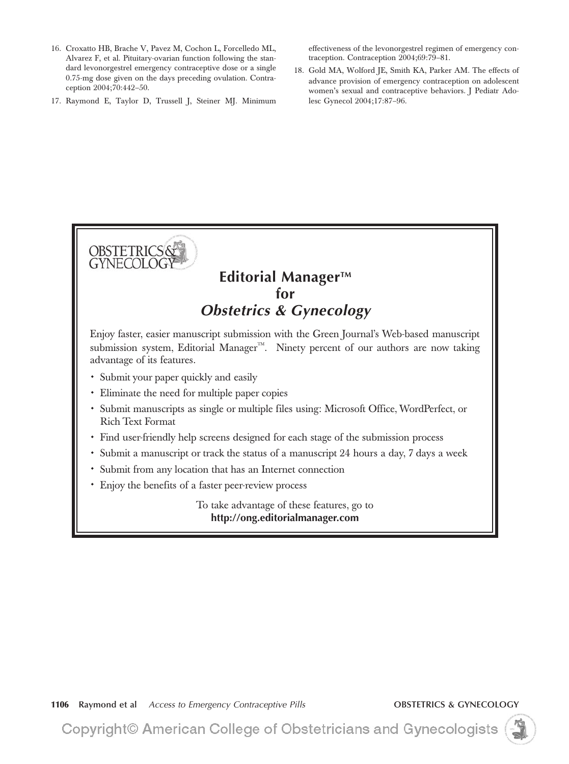16. Croxatto HB, Brache V, Pavez M, Cochon L, Forcelledo ML, Alvarez F, et al. Pituitary-ovarian function following the standard levonorgestrel emergency contraceptive dose or a single 0.75-mg dose given on the days preceding ovulation. Contraception 2004;70:442–50.
17. Raymond E, Taylor D, Trussell J, Steiner MJ. Minimum effectiveness of the levonorgestrel regimen of emergency contraception. Contraception 2004;69:79–81.
18. Gold MA, Wolford JE, Smith KA, Parker AM. The effects of advance provision of emergency contraception on adolescent women's sexual and contraceptive behaviors. J Pediatr Adolesc Gynecol 2004;17:87–96.

OBSTETRICS & GYNECOLOGY

## Editorial Manager™ for *Obstetrics & Gynecology*

Enjoy faster, easier manuscript submission with the Green Journal's Web-based manuscript submission system, Editorial Manager™. Ninety percent of our authors are now taking advantage of its features.

- Submit your paper quickly and easily
- Eliminate the need for multiple paper copies
- Submit manuscripts as single or multiple files using: Microsoft Office, WordPerfect, or Rich Text Format
- Find user-friendly help screens designed for each stage of the submission process
- Submit a manuscript or track the status of a manuscript 24 hours a day, 7 days a week
- Submit from any location that has an Internet connection
- Enjoy the benefits of a faster peer-review process

To take advantage of these features, go to
**http://ong.editorialmanager.com**